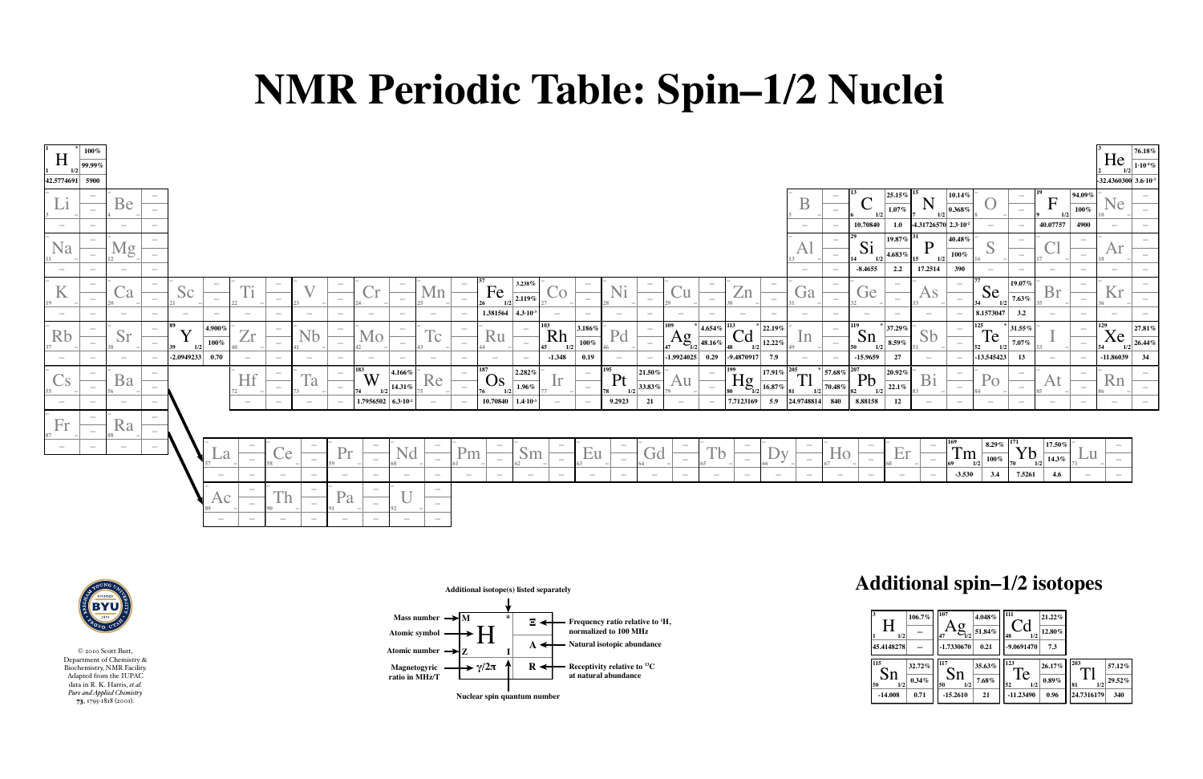# NMR Periodic Table: Spin–1/2 Nuclei

| Isotope | Atomic number | Spin | γ/2π (MHz/T) | Ξ (Frequency ratio) | Natural abundance | Receptivity rel. to ¹³C |
|---|---|---|---|---|---|---|
| ¹H * | 1 | 1/2 | 42.5774691 | 100% | 99.99% | 5900 |
| ³He | 2 | 1/2 | -32.4360300 | 76.18% | 1·10⁻⁴% | 3.6·10⁻³ |
| ¹³C | 6 | 1/2 | 10.70840 | 25.15% | 1.07% | 1.0 |
| ¹⁵N | 7 | 1/2 | -4.31726570 | 10.14% | 0.368% | 2.3·10⁻² |
| ¹⁹F | 9 | 1/2 | 40.07757 | 94.09% | 100% | 4900 |
| ²⁹Si | 14 | 1/2 | -8.4655 | 19.87% | 4.683% | 2.2 |
| ³¹P | 15 | 1/2 | 17.2514 | 40.48% | 100% | 390 |
| ⁵⁷Fe | 26 | 1/2 | 1.381564 | 3.238% | 2.119% | 4.3·10⁻³ |
| ⁷⁷Se | 34 | 1/2 | 8.1573047 | 19.07% | 7.63% | 3.2 |
| ⁸⁹Y | 39 | 1/2 | -2.0949233 | 4.900% | 100% | 0.70 |
| ¹⁰³Rh | 45 | 1/2 | -1.348 | 3.186% | 100% | 0.19 |
| ¹⁰⁹Ag * | 47 | 1/2 | -1.9924025 | 4.654% | 48.16% | 0.29 |
| ¹¹³Cd * | 48 | 1/2 | -9.4870917 | 22.19% | 12.22% | 7.9 |
| ¹¹⁹Sn * | 50 | 1/2 | -15.9659 | 37.29% | 8.59% | 27 |
| ¹²⁵Te * | 52 | 1/2 | -13.545423 | 31.55% | 7.07% | 13 |
| ¹²⁹Xe | 54 | 1/2 | -11.86039 | 27.81% | 26.44% | 34 |
| ¹⁶⁹Tm | 69 | 1/2 | -3.530 | 8.29% | 100% | 3.4 |
| ¹⁷¹Yb | 70 | 1/2 | 7.5261 | 17.50% | 14.3% | 4.6 |
| ¹⁸³W | 74 | 1/2 | 1.7956502 | 4.166% | 14.31% | 6.3·10⁻² |
| ¹⁸⁷Os | 76 | 1/2 | 10.70840 | 2.282% | 1.96% | 1.4·10⁻³ |
| ¹⁹⁵Pt | 78 | 1/2 | 9.2923 | 21.50% | 33.83% | 21 |
| ¹⁹⁹Hg | 80 | 1/2 | 7.7123169 | 17.91% | 16.87% | 5.9 |
| ²⁰⁵Tl * | 81 | 1/2 | 24.9748814 | 57.68% | 70.48% | 840 |
| ²⁰⁷Pb | 82 | 1/2 | 8.88158 | 20.92% | 22.1% | 12 |

All other elements shown in the table (Li, Be, B, O, Ne, Na, Mg, Al, S, Cl, Ar, K, Ca, Sc, Ti, V, Cr, Mn, Co, Ni, Cu, Zn, Ga, Ge, As, Br, Kr, Rb, Sr, Zr, Nb, Mo, Tc, Ru, Pd, Au, In, Sb, I, Cs, Ba, Hf, Ta, Re, Ir, Bi, Po, At, Rn, Fr, Ra, La, Ce, Pr, Nd, Pm, Sm, Eu, Gd, Tb, Dy, Ho, Er, Lu, Ac, Th, Pa, U): – (no spin-1/2 isotope listed)

**Key:**
- Mass number (top left)
- Atomic symbol (center)
- Atomic number (bottom left) — Z
- Nuclear spin quantum number (bottom right of symbol) — I
- * Additional isotope(s) listed separately
- Ξ — Frequency ratio relative to ¹H, normalized to 100 MHz
- A — Natural isotopic abundance
- γ/2π — Magnetogyric ratio in MHz/T
- R — Receptivity relative to ¹³C at natural abundance

## Additional spin–1/2 isotopes

| Isotope | Atomic number | Spin | γ/2π (MHz/T) | Ξ | Natural abundance | Receptivity |
|---|---|---|---|---|---|---|
| ³H | 1 | 1/2 | 45.4148278 | 106.7% | – | – |
| ¹⁰⁷Ag | 47 | 1/2 | -1.7330670 | 4.048% | 51.84% | 0.21 |
| ¹¹¹Cd | 48 | 1/2 | -9.0691470 | 21.22% | 12.80% | 7.3 |
| ¹¹⁵Sn | 50 | 1/2 | -14.008 | 32.72% | 0.34% | 0.71 |
| ¹¹⁷Sn | 50 | 1/2 | -15.2610 | 35.63% | 7.68% | 21 |
| ¹²³Te | 52 | 1/2 | -11.23490 | 26.17% | 0.89% | 0.96 |
| ²⁰³Tl | 81 | 1/2 | 24.7316179 | 57.12% | 29.52% | 340 |

© 2010 Scott Burt, Department of Chemistry & Biochemistry, NMR Facility. Adapted from the IUPAC data in R. K. Harris, *et al.* *Pure and Applied Chemistry* **73**, 1795-1818 (2001).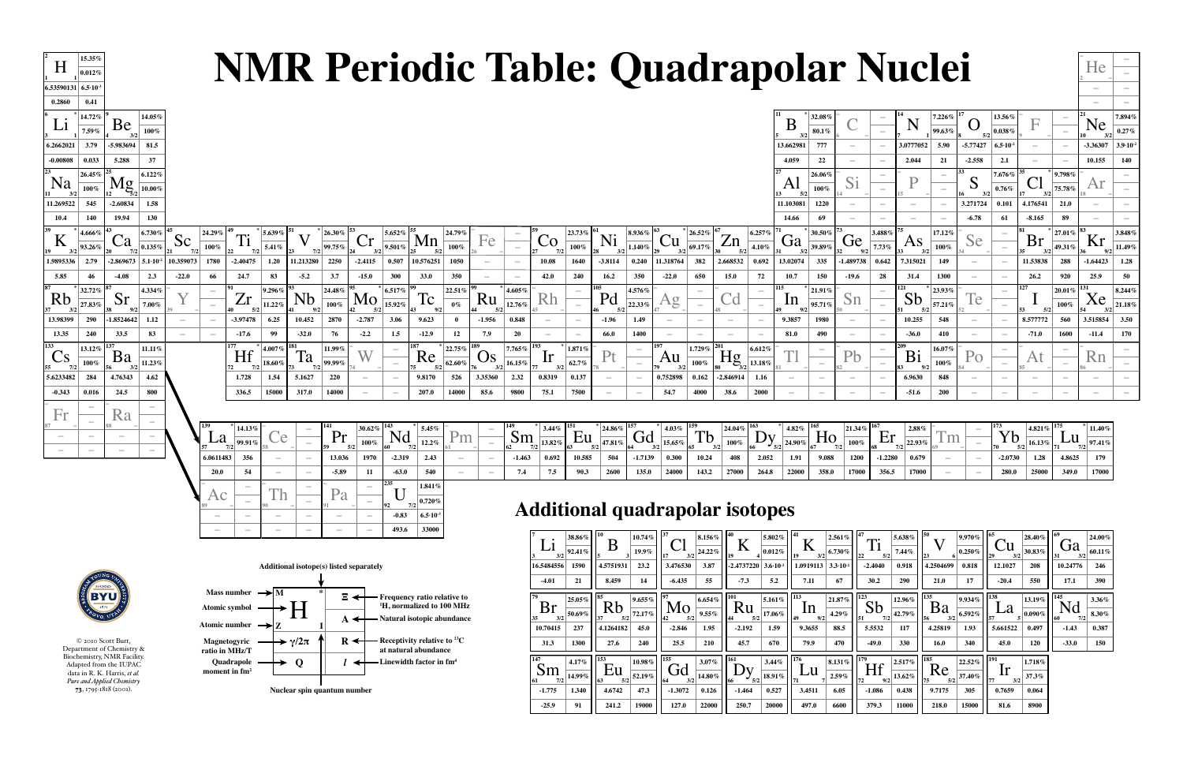# NMR Periodic Table: Quadrapolar Nuclei

**Legend** (one box per element): Mass number (top left), Atomic symbol, Atomic number (bottom left), Nuclear spin quantum number $I$ (bottom right); Ξ = Frequency ratio relative to $^1$H, normalized to 100 MHz; A = Natural isotopic abundance; $\gamma/2\pi$ = Magnetogyric ratio in MHz/T; R = Receptivity relative to $^{13}$C at natural abundance; Q = Quadrapole moment in fm²; $l$ = Linewidth factor in fm⁴; * = Additional isotope(s) listed separately.

| Mass number | Symbol | Atomic number | I | Ξ | A | $\gamma/2\pi$ | R | Q | l |
|---|---|---|---|---|---|---|---|---|---|
| 2 | H | 1 | 1 | 15.35% | 0.012% | 6.53590131 | $6.5\cdot10^{-3}$ | 0.2860 | 0.41 |
| | He | 2 | | – | – | – | – | – | – |
| 6* | Li | 3 | 1 | 14.72% | 7.59% | 6.2662021 | 3.79 | -0.00808 | 0.033 |
| 9 | Be | 4 | 3/2 | 14.05% | 100% | -5.983694 | 81.5 | 5.288 | 37 |
| 11* | B | 5 | 3/2 | 32.08% | 80.1% | 13.662981 | 777 | 4.059 | 22 |
| | C | 6 | | – | – | – | – | – | – |
| 14 | N | 7 | 1 | 7.226% | 99.63% | 3.0777052 | 5.90 | 2.044 | 21 |
| 17 | O | 8 | 5/2 | 13.56% | 0.038% | -5.77427 | $6.5\cdot10^{-2}$ | -2.558 | 2.1 |
| | F | 9 | | – | – | – | – | – | – |
| 21 | Ne | 10 | 3/2 | 7.894% | 0.27% | -3.36307 | $3.9\cdot10^{-2}$ | 10.155 | 140 |
| 23 | Na | 11 | 3/2 | 26.45% | 100% | 11.269522 | 545 | 10.4 | 140 |
| 25 | Mg | 12 | 5/2 | 6.122% | 10.00% | -2.60834 | 1.58 | 19.94 | 130 |
| 27 | Al | 13 | 5/2 | 26.06% | 100% | 11.103081 | 1220 | 14.66 | 69 |
| | Si | 14 | | – | – | – | – | – | – |
| | P | 15 | | – | – | – | – | – | – |
| 33 | S | 16 | 3/2 | 7.676% | 0.76% | 3.271724 | 0.101 | -6.78 | 61 |
| 35* | Cl | 17 | 3/2 | 9.798% | 75.78% | 4.176541 | 21.0 | -8.165 | 89 |
| | Ar | 18 | | – | – | – | – | – | – |
| 39* | K | 19 | 3/2 | 4.666% | 93.26% | 1.9895336 | 2.79 | 5.85 | 46 |
| 43 | Ca | 20 | 7/2 | 6.730% | 0.135% | -2.869673 | $5.1\cdot10^{-2}$ | -4.08 | 2.3 |
| 45 | Sc | 21 | 7/2 | 24.29% | 100% | 10.359073 | 1780 | -22.0 | 66 |
| 49* | Ti | 22 | 7/2 | 5.639% | 5.41% | -2.40475 | 1.20 | 24.7 | 83 |
| 51* | V | 23 | 7/2 | 26.30% | 99.75% | 11.213280 | 2250 | -5.2 | 3.7 |
| 53 | Cr | 24 | 3/2 | 5.652% | 9.501% | -2.4115 | 0.507 | -15.0 | 300 |
| 55 | Mn | 25 | 5/2 | 24.79% | 100% | 10.576251 | 1050 | 33.0 | 350 |
| | Fe | 26 | | – | – | – | – | – | – |
| 59 | Co | 27 | 7/2 | 23.73% | 100% | 10.08 | 1640 | 42.0 | 240 |
| 61 | Ni | 28 | 3/2 | 8.936% | 1.140% | -3.8114 | 0.240 | 16.2 | 350 |
| 63* | Cu | 29 | 3/2 | 26.52% | 69.17% | 11.318764 | 382 | -22.0 | 650 |
| 67 | Zn | 30 | 5/2 | 6.257% | 4.10% | 2.668532 | 0.692 | 15.0 | 72 |
| 71* | Ga | 31 | 3/2 | 30.50% | 39.89% | 13.02074 | 335 | 10.7 | 150 |
| 73 | Ge | 32 | 9/2 | 3.488% | 7.73% | -1.489738 | 0.642 | -19.6 | 28 |
| 75 | As | 33 | 3/2 | 17.12% | 100% | 7.315021 | 149 | 31.4 | 1300 |
| | Se | 34 | | – | – | – | – | – | – |
| 81* | Br | 35 | 3/2 | 27.01% | 49.31% | 11.53838 | 288 | 26.2 | 920 |
| 83 | Kr | 36 | 9/2 | 3.848% | 11.49% | -1.64423 | 1.28 | 25.9 | 50 |
| 87* | Rb | 37 | 3/2 | 32.72% | 27.83% | 13.98399 | 290 | 13.35 | 240 |
| 87 | Sr | 38 | 9/2 | 4.334% | 7.00% | -1.8524642 | 1.12 | 33.5 | 83 |
| | Y | 39 | | – | – | – | – | – | – |
| 91 | Zr | 40 | 5/2 | 9.296% | 11.22% | -3.97478 | 6.25 | -17.6 | 99 |
| 93 | Nb | 41 | 9/2 | 24.48% | 100% | 10.452 | 2870 | -32.0 | 76 |
| 95* | Mo | 42 | 5/2 | 6.517% | 15.92% | -2.787 | 3.06 | -2.2 | 1.5 |
| 99 | Tc | 43 | 9/2 | 22.51% | 0% | 9.623 | 0 | -12.9 | 12 |
| 99* | Ru | 44 | 5/2 | 4.605% | 12.76% | -1.956 | 0.848 | 7.9 | 20 |
| | Rh | 45 | | – | – | – | – | – | – |
| 105 | Pd | 46 | 5/2 | 4.576% | 22.33% | -1.96 | 1.49 | 66.0 | 1400 |
| | Ag | 47 | | – | – | – | – | – | – |
| | Cd | 48 | | – | – | – | – | – | – |
| 115* | In | 49 | 9/2 | 21.91% | 95.71% | 9.3857 | 1980 | 81.0 | 490 |
| | Sn | 50 | | – | – | – | – | – | – |
| 121* | Sb | 51 | 5/2 | 23.93% | 57.21% | 10.255 | 548 | -36.0 | 410 |
| | Te | 52 | | – | – | – | – | – | – |
| 127 | I | 53 | 5/2 | 20.01% | 100% | 8.577772 | 560 | -71.0 | 1600 |
| 131 | Xe | 54 | 3/2 | 8.244% | 21.18% | 3.515854 | 3.50 | -11.4 | 170 |
| 133 | Cs | 55 | 7/2 | 13.12% | 100% | 5.6233482 | 284 | -0.343 | 0.016 |
| 137* | Ba | 56 | 3/2 | 11.11% | 11.23% | 4.76343 | 4.62 | 24.5 | 800 |
| 139* | La | 57 | 7/2 | 14.13% | 99.91% | 6.0611483 | 356 | 20.0 | 54 |
| | Ce | 58 | | – | – | – | – | – | – |
| 141 | Pr | 59 | 5/2 | 30.62% | 100% | 13.036 | 1970 | -5.89 | 11 |
| 143* | Nd | 60 | 7/2 | 5.45% | 12.2% | -2.319 | 2.43 | -63.0 | 540 |
| | Pm | 61 | | – | – | – | – | – | – |
| 149* | Sm | 62 | 7/2 | 3.44% | 13.82% | -1.463 | 0.692 | 7.4 | 7.5 |
| 151* | Eu | 63 | 5/2 | 24.86% | 47.81% | 10.585 | 504 | 90.3 | 2600 |
| 157* | Gd | 64 | 3/2 | 4.03% | 15.65% | -1.7139 | 0.300 | 135.0 | 24000 |
| 159 | Tb | 65 | 3/2 | 24.04% | 100% | 10.24 | 408 | 143.2 | 27000 |
| 163* | Dy | 66 | 5/2 | 4.82% | 24.90% | 2.052 | 1.91 | 264.8 | 22000 |
| 165 | Ho | 67 | 7/2 | 21.34% | 100% | 9.088 | 1200 | 358.0 | 17000 |
| 167 | Er | 68 | 7/2 | 2.88% | 22.93% | -1.2280 | 0.679 | 356.5 | 17000 |
| | Tm | 69 | | – | – | – | – | – | – |
| 173 | Yb | 70 | 5/2 | 4.821% | 16.13% | -2.0730 | 1.28 | 280.0 | 25000 |
| 175* | Lu | 71 | 7/2 | 11.40% | 97.41% | 4.8625 | 179 | 349.0 | 17000 |
| 177* | Hf | 72 | 7/2 | 4.007% | 18.60% | 1.728 | 1.54 | 336.5 | 15000 |
| 181 | Ta | 73 | 7/2 | 11.99% | 99.99% | 5.1627 | 220 | 317.0 | 14000 |
| | W | 74 | | – | – | – | – | – | – |
| 187* | Re | 75 | 5/2 | 22.75% | 62.60% | 9.8170 | 526 | 207.0 | 14000 |
| 189 | Os | 76 | 3/2 | 7.765% | 16.15% | 3.35360 | 2.32 | 85.6 | 9800 |
| 193* | Ir | 77 | 3/2 | 1.871% | 62.7% | 0.8319 | 0.137 | 75.1 | 7500 |
| | Pt | 78 | | – | – | – | – | – | – |
| 197 | Au | 79 | 3/2 | 1.729% | 100% | 0.752898 | 0.162 | 54.7 | 4000 |
| 201 | Hg | 80 | 3/2 | 6.612% | 13.18% | -2.846914 | 1.16 | 38.6 | 2000 |
| | Tl | 81 | | – | – | – | – | – | – |
| | Pb | 82 | | – | – | – | – | – | – |
| 209 | Bi | 83 | 9/2 | 16.07% | 100% | 6.9630 | 848 | -51.6 | 200 |
| | Po | 84 | | – | – | – | – | – | – |
| | At | 85 | | – | – | – | – | – | – |
| | Rn | 86 | | – | – | – | – | – | – |
| | Fr | 87 | | – | – | – | – | – | – |
| | Ra | 88 | | – | – | – | – | – | – |
| | Ac | 89 | | – | – | – | – | – | – |
| | Th | 90 | | – | – | – | – | – | – |
| | Pa | 91 | | – | – | – | – | – | – |
| 235 | U | 92 | 7/2 | 1.841% | 0.720% | -0.83 | $6.5\cdot10^{-3}$ | 493.6 | 33000 |

## Additional quadrapolar isotopes

| Mass number | Symbol | Atomic number | I | Ξ | A | $\gamma/2\pi$ | R | Q | l |
|---|---|---|---|---|---|---|---|---|---|
| 7 | Li | 3 | 3/2 | 38.86% | 92.41% | 16.5484556 | 1590 | -4.01 | 21 |
| 10 | B | 5 | 3 | 10.74% | 19.9% | 4.5751931 | 23.2 | 8.459 | 14 |
| 37 | Cl | 17 | 3/2 | 8.156% | 24.22% | 3.476530 | 3.87 | -6.435 | 55 |
| 40 | K | 19 | 4 | 5.802% | 0.012% | -2.4737220 | $3.6\cdot10^{-3}$ | -7.3 | 5.2 |
| 41 | K | 19 | 3/2 | 2.561% | 6.730% | 1.0919113 | $3.3\cdot10^{-2}$ | 7.11 | 67 |
| 47 | Ti | 22 | 5/2 | 5.638% | 7.44% | -2.4040 | 0.918 | 30.2 | 290 |
| 50 | V | 23 | 6 | 9.970% | 0.250% | 4.2504699 | 0.818 | 21.0 | 17 |
| 65 | Cu | 29 | 3/2 | 28.40% | 30.83% | 12.1027 | 208 | -20.4 | 550 |
| 69 | Ga | 31 | 3/2 | 24.00% | 60.11% | 10.24776 | 246 | 17.1 | 390 |
| 79 | Br | 35 | 3/2 | 25.05% | 50.69% | 10.70415 | 237 | 31.3 | 1300 |
| 85 | Rb | 37 | 5/2 | 9.655% | 72.17% | 4.1264182 | 45.0 | 27.6 | 240 |
| 97 | Mo | 42 | 5/2 | 6.654% | 9.55% | -2.846 | 1.95 | 25.5 | 210 |
| 101 | Ru | 44 | 5/2 | 5.161% | 17.06% | -2.192 | 1.59 | 45.7 | 670 |
| 113 | In | 49 | 9/2 | 21.87% | 4.29% | 9.3655 | 88.5 | 79.9 | 470 |
| 123 | Sb | 51 | 7/2 | 12.96% | 42.79% | 5.5532 | 117 | -49.0 | 330 |
| 135 | Ba | 56 | 3/2 | 9.934% | 6.592% | 4.25819 | 1.93 | 16.0 | 340 |
| 138 | La | 57 | 5 | 13.19% | 0.090% | 5.661522 | 0.497 | 45.0 | 120 |
| 145 | Nd | 60 | 7/2 | 3.36% | 8.30% | -1.43 | 0.387 | -33.0 | 150 |
| 147 | Sm | 62 | 7/2 | 4.17% | 14.99% | -1.775 | 1.340 | -25.9 | 91 |
| 153 | Eu | 63 | 5/2 | 10.98% | 52.19% | 4.6742 | 47.3 | 241.2 | 19000 |
| 155 | Gd | 64 | 3/2 | 3.07% | 14.80% | -1.3072 | 0.126 | 127.0 | 22000 |
| 161 | Dy | 66 | 5/2 | 3.44% | 18.91% | -1.464 | 0.527 | 250.7 | 20000 |
| 176 | Lu | 71 | 7 | 8.131% | 2.59% | 3.4511 | 6.05 | 497.0 | 6600 |
| 179 | Hf | 72 | 9/2 | 2.517% | 13.62% | -1.086 | 0.438 | 379.3 | 11000 |
| 185 | Re | 75 | 5/2 | 22.52% | 37.40% | 9.7175 | 305 | 218.0 | 15000 |
| 191 | Ir | 77 | 3/2 | 1.718% | 37.3% | 0.7659 | 0.064 | 81.6 | 8900 |

© 2010 Scott Burt, Department of Chemistry & Biochemistry, NMR Facility. Adapted from the IUPAC data in R. K. Harris, *et al.* *Pure and Applied Chemistry* **73**, 1795-1818 (2001).